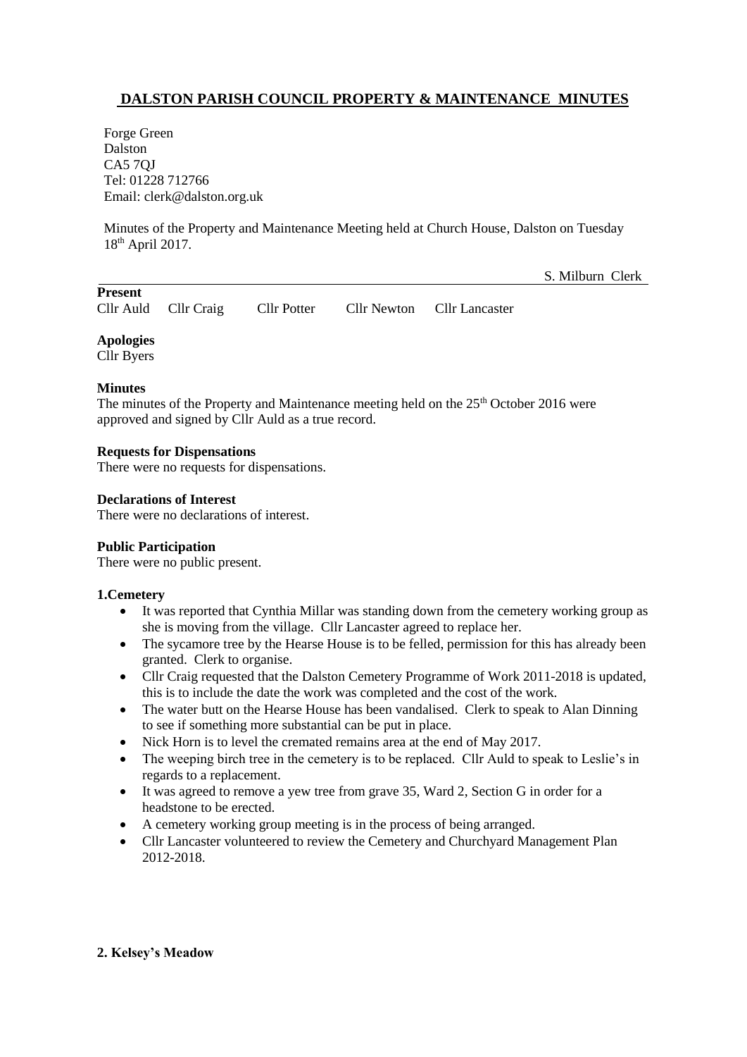# DALSTON PARISH COUNCIL PROPERTY & MAINTENANCE MINUTES

Forge Green
Dalston
CA5 7QJ
Tel: 01228 712766
Email: clerk@dalston.org.uk

Minutes of the Property and Maintenance Meeting held at Church House, Dalston on Tuesday 18th April 2017.

S. Milburn Clerk

**Present**

Cllr Auld Cllr Craig Cllr Potter Cllr Newton Cllr Lancaster

**Apologies**

Cllr Byers

**Minutes**

The minutes of the Property and Maintenance meeting held on the 25th October 2016 were approved and signed by Cllr Auld as a true record.

**Requests for Dispensations**

There were no requests for dispensations.

**Declarations of Interest**

There were no declarations of interest.

**Public Participation**

There were no public present.

**1.Cemetery**

- It was reported that Cynthia Millar was standing down from the cemetery working group as she is moving from the village. Cllr Lancaster agreed to replace her.
- The sycamore tree by the Hearse House is to be felled, permission for this has already been granted. Clerk to organise.
- Cllr Craig requested that the Dalston Cemetery Programme of Work 2011-2018 is updated, this is to include the date the work was completed and the cost of the work.
- The water butt on the Hearse House has been vandalised. Clerk to speak to Alan Dinning to see if something more substantial can be put in place.
- Nick Horn is to level the cremated remains area at the end of May 2017.
- The weeping birch tree in the cemetery is to be replaced. Cllr Auld to speak to Leslie's in regards to a replacement.
- It was agreed to remove a yew tree from grave 35, Ward 2, Section G in order for a headstone to be erected.
- A cemetery working group meeting is in the process of being arranged.
- Cllr Lancaster volunteered to review the Cemetery and Churchyard Management Plan 2012-2018.

**2. Kelsey's Meadow**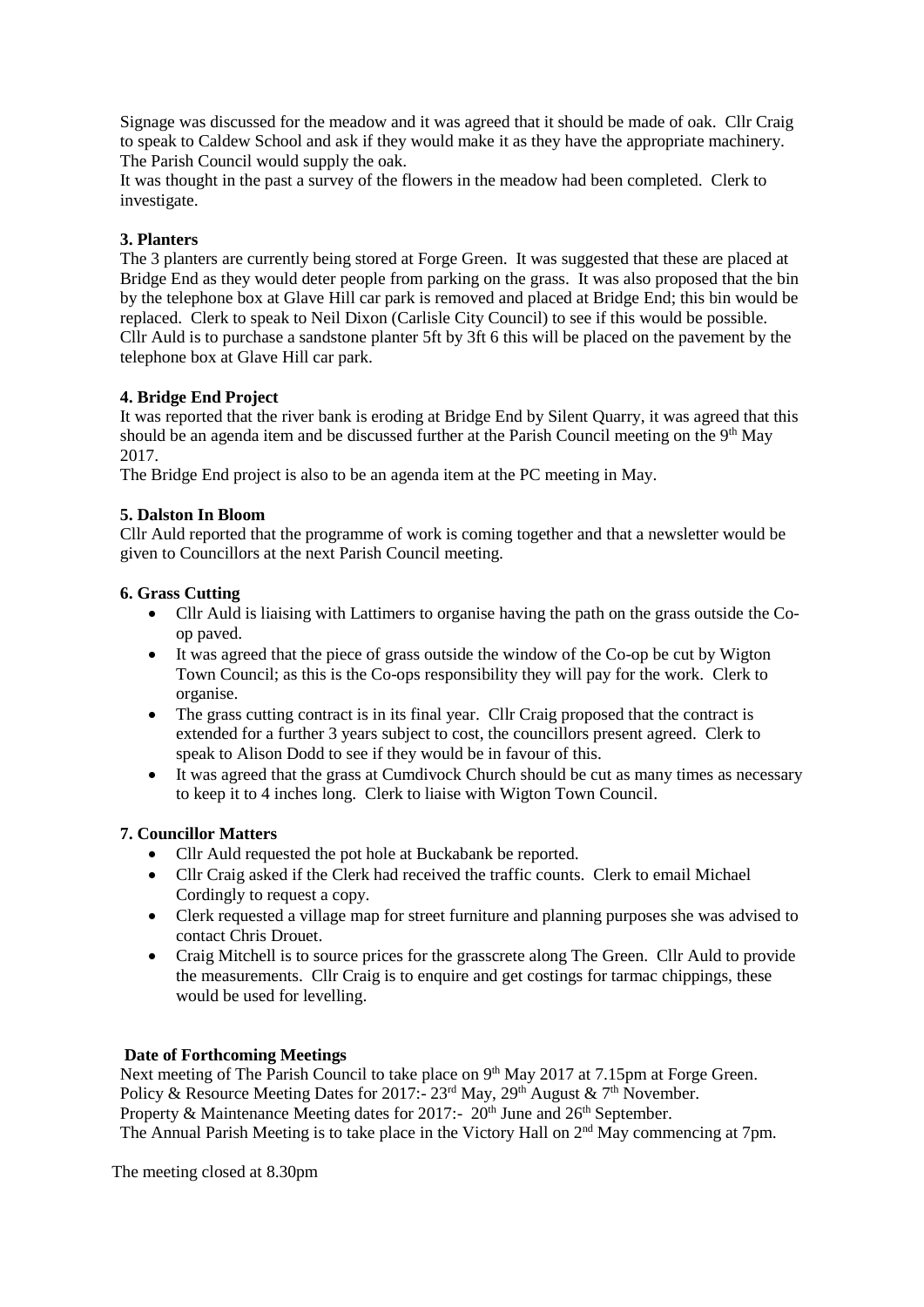Signage was discussed for the meadow and it was agreed that it should be made of oak. Cllr Craig to speak to Caldew School and ask if they would make it as they have the appropriate machinery. The Parish Council would supply the oak.
It was thought in the past a survey of the flowers in the meadow had been completed. Clerk to investigate.

**3. Planters**

The 3 planters are currently being stored at Forge Green. It was suggested that these are placed at Bridge End as they would deter people from parking on the grass. It was also proposed that the bin by the telephone box at Glave Hill car park is removed and placed at Bridge End; this bin would be replaced. Clerk to speak to Neil Dixon (Carlisle City Council) to see if this would be possible. Cllr Auld is to purchase a sandstone planter 5ft by 3ft 6 this will be placed on the pavement by the telephone box at Glave Hill car park.

**4. Bridge End Project**

It was reported that the river bank is eroding at Bridge End by Silent Quarry, it was agreed that this should be an agenda item and be discussed further at the Parish Council meeting on the 9th May 2017.
The Bridge End project is also to be an agenda item at the PC meeting in May.

**5. Dalston In Bloom**

Cllr Auld reported that the programme of work is coming together and that a newsletter would be given to Councillors at the next Parish Council meeting.

**6. Grass Cutting**

- Cllr Auld is liaising with Lattimers to organise having the path on the grass outside the Co-op paved.
- It was agreed that the piece of grass outside the window of the Co-op be cut by Wigton Town Council; as this is the Co-ops responsibility they will pay for the work. Clerk to organise.
- The grass cutting contract is in its final year. Cllr Craig proposed that the contract is extended for a further 3 years subject to cost, the councillors present agreed. Clerk to speak to Alison Dodd to see if they would be in favour of this.
- It was agreed that the grass at Cumdivock Church should be cut as many times as necessary to keep it to 4 inches long. Clerk to liaise with Wigton Town Council.

**7. Councillor Matters**

- Cllr Auld requested the pot hole at Buckabank be reported.
- Cllr Craig asked if the Clerk had received the traffic counts. Clerk to email Michael Cordingly to request a copy.
- Clerk requested a village map for street furniture and planning purposes she was advised to contact Chris Drouet.
- Craig Mitchell is to source prices for the grasscrete along The Green. Cllr Auld to provide the measurements. Cllr Craig is to enquire and get costings for tarmac chippings, these would be used for levelling.

**Date of Forthcoming Meetings**

Next meeting of The Parish Council to take place on 9th May 2017 at 7.15pm at Forge Green.
Policy & Resource Meeting Dates for 2017:- 23rd May, 29th August & 7th November.
Property & Maintenance Meeting dates for 2017:- 20th June and 26th September.
The Annual Parish Meeting is to take place in the Victory Hall on 2nd May commencing at 7pm.

The meeting closed at 8.30pm